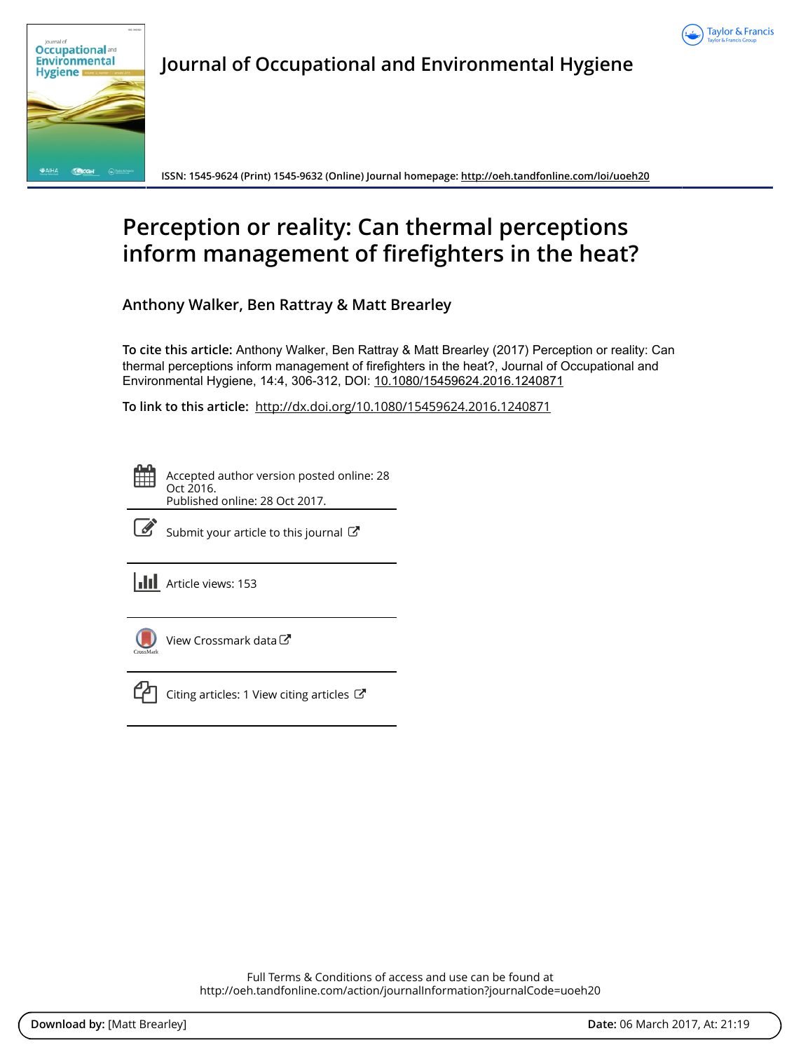# Journal of Occupational and Environmental Hygiene

ISSN: 1545-9624 (Print) 1545-9632 (Online) Journal homepage: http://oeh.tandfonline.com/loi/uoeh20

# Perception or reality: Can thermal perceptions inform management of firefighters in the heat?

**Anthony Walker, Ben Rattray & Matt Brearley**

**To cite this article:** Anthony Walker, Ben Rattray & Matt Brearley (2017) Perception or reality: Can thermal perceptions inform management of firefighters in the heat?, Journal of Occupational and Environmental Hygiene, 14:4, 306-312, DOI: 10.1080/15459624.2016.1240871

**To link to this article:** http://dx.doi.org/10.1080/15459624.2016.1240871

Accepted author version posted online: 28 Oct 2016.
Published online: 28 Oct 2017.

Submit your article to this journal

Article views: 153

View Crossmark data

Citing articles: 1 View citing articles

Full Terms & Conditions of access and use can be found at
http://oeh.tandfonline.com/action/journalInformation?journalCode=uoeh20

**Download by:** [Matt Brearley] **Date:** 06 March 2017, At: 21:19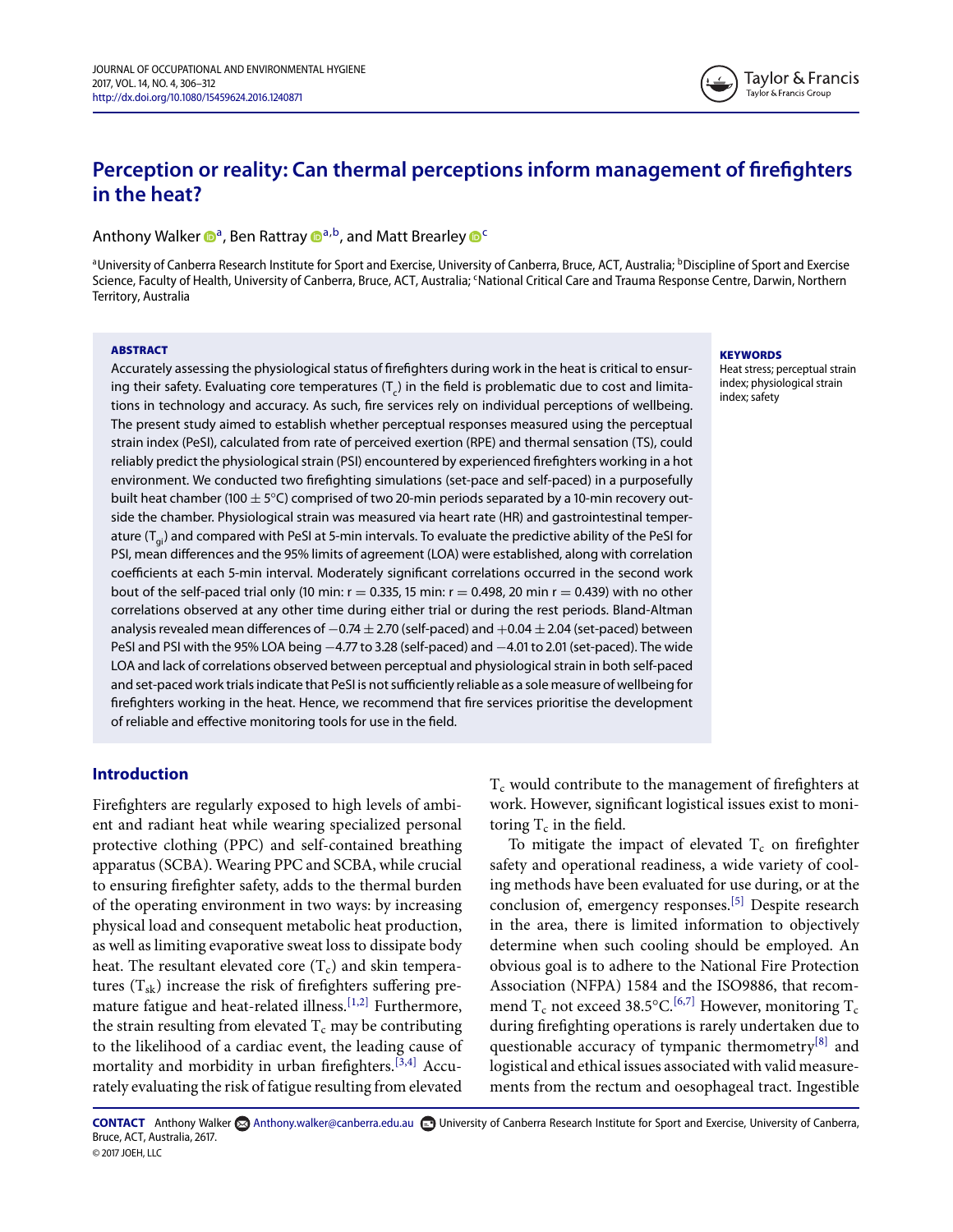# Perception or reality: Can thermal perceptions inform management of firefighters in the heat?

Anthony Walker[a], Ben Rattray[a,b], and Matt Brearley[c]

[a]University of Canberra Research Institute for Sport and Exercise, University of Canberra, Bruce, ACT, Australia; [b]Discipline of Sport and Exercise Science, Faculty of Health, University of Canberra, Bruce, ACT, Australia; [c]National Critical Care and Trauma Response Centre, Darwin, Northern Territory, Australia

### ABSTRACT

Accurately assessing the physiological status of firefighters during work in the heat is critical to ensuring their safety. Evaluating core temperatures ($T_c$) in the field is problematic due to cost and limitations in technology and accuracy. As such, fire services rely on individual perceptions of wellbeing. The present study aimed to establish whether perceptual responses measured using the perceptual strain index (PeSI), calculated from rate of perceived exertion (RPE) and thermal sensation (TS), could reliably predict the physiological strain (PSI) encountered by experienced firefighters working in a hot environment. We conducted two firefighting simulations (set-pace and self-paced) in a purposefully built heat chamber (100 ± 5°C) comprised of two 20-min periods separated by a 10-min recovery outside the chamber. Physiological strain was measured via heart rate (HR) and gastrointestinal temperature ($T_{gi}$) and compared with PeSI at 5-min intervals. To evaluate the predictive ability of the PeSI for PSI, mean differences and the 95% limits of agreement (LOA) were established, along with correlation coefficients at each 5-min interval. Moderately significant correlations occurred in the second work bout of the self-paced trial only (10 min: $r = 0.335$, 15 min: $r = 0.498$, 20 min $r = 0.439$) with no other correlations observed at any other time during either trial or during the rest periods. Bland-Altman analysis revealed mean differences of −0.74 ± 2.70 (self-paced) and +0.04 ± 2.04 (set-paced) between PeSI and PSI with the 95% LOA being −4.77 to 3.28 (self-paced) and −4.01 to 2.01 (set-paced). The wide LOA and lack of correlations observed between perceptual and physiological strain in both self-paced and set-paced work trials indicate that PeSI is not sufficiently reliable as a sole measure of wellbeing for firefighters working in the heat. Hence, we recommend that fire services prioritise the development of reliable and effective monitoring tools for use in the field.

### KEYWORDS

Heat stress; perceptual strain index; physiological strain index; safety

## Introduction

Firefighters are regularly exposed to high levels of ambient and radiant heat while wearing specialized personal protective clothing (PPC) and self-contained breathing apparatus (SCBA). Wearing PPC and SCBA, while crucial to ensuring firefighter safety, adds to the thermal burden of the operating environment in two ways: by increasing physical load and consequent metabolic heat production, as well as limiting evaporative sweat loss to dissipate body heat. The resultant elevated core ($T_c$) and skin temperatures ($T_{sk}$) increase the risk of firefighters suffering premature fatigue and heat-related illness.[1,2] Furthermore, the strain resulting from elevated $T_c$ may be contributing to the likelihood of a cardiac event, the leading cause of mortality and morbidity in urban firefighters.[3,4] Accurately evaluating the risk of fatigue resulting from elevated $T_c$ would contribute to the management of firefighters at work. However, significant logistical issues exist to monitoring $T_c$ in the field.

To mitigate the impact of elevated $T_c$ on firefighter safety and operational readiness, a wide variety of cooling methods have been evaluated for use during, or at the conclusion of, emergency responses.[5] Despite research in the area, there is limited information to objectively determine when such cooling should be employed. An obvious goal is to adhere to the National Fire Protection Association (NFPA) 1584 and the ISO9886, that recommend $T_c$ not exceed 38.5°C.[6,7] However, monitoring $T_c$ during firefighting operations is rarely undertaken due to questionable accuracy of tympanic thermometry[8] and logistical and ethical issues associated with valid measurements from the rectum and oesophageal tract. Ingestible

**CONTACT** Anthony Walker Anthony.walker@canberra.edu.au University of Canberra Research Institute for Sport and Exercise, University of Canberra, Bruce, ACT, Australia, 2617.

© 2017 JOEH, LLC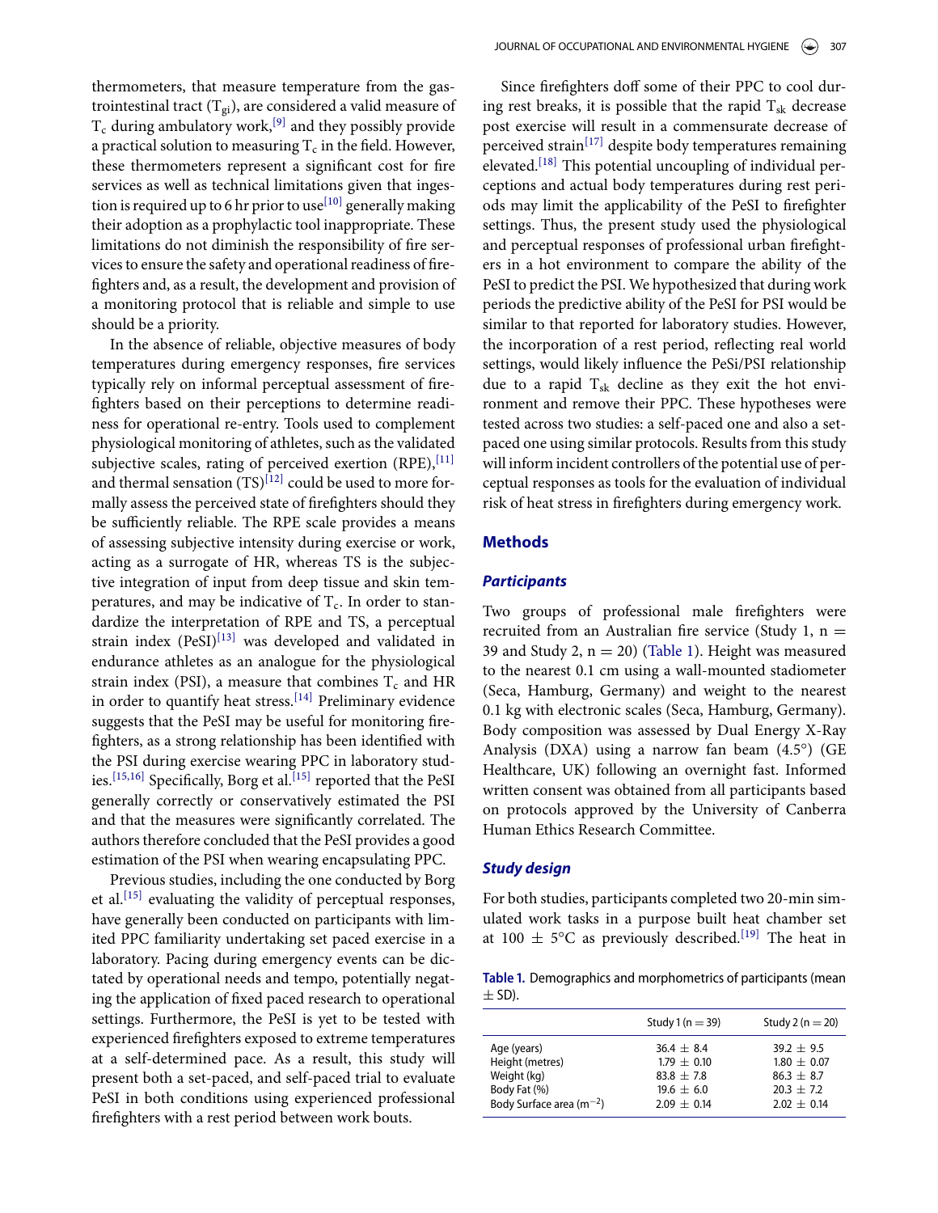thermometers, that measure temperature from the gastrointestinal tract ($T_{gi}$), are considered a valid measure of $T_c$ during ambulatory work,[9] and they possibly provide a practical solution to measuring $T_c$ in the field. However, these thermometers represent a significant cost for fire services as well as technical limitations given that ingestion is required up to 6 hr prior to use[10] generally making their adoption as a prophylactic tool inappropriate. These limitations do not diminish the responsibility of fire services to ensure the safety and operational readiness of firefighters and, as a result, the development and provision of a monitoring protocol that is reliable and simple to use should be a priority.

In the absence of reliable, objective measures of body temperatures during emergency responses, fire services typically rely on informal perceptual assessment of firefighters based on their perceptions to determine readiness for operational re-entry. Tools used to complement physiological monitoring of athletes, such as the validated subjective scales, rating of perceived exertion (RPE),[11] and thermal sensation (TS)[12] could be used to more formally assess the perceived state of firefighters should they be sufficiently reliable. The RPE scale provides a means of assessing subjective intensity during exercise or work, acting as a surrogate of HR, whereas TS is the subjective integration of input from deep tissue and skin temperatures, and may be indicative of $T_c$. In order to standardize the interpretation of RPE and TS, a perceptual strain index (PeSI)[13] was developed and validated in endurance athletes as an analogue for the physiological strain index (PSI), a measure that combines $T_c$ and HR in order to quantify heat stress.[14] Preliminary evidence suggests that the PeSI may be useful for monitoring firefighters, as a strong relationship has been identified with the PSI during exercise wearing PPC in laboratory studies.[15,16] Specifically, Borg et al.[15] reported that the PeSI generally correctly or conservatively estimated the PSI and that the measures were significantly correlated. The authors therefore concluded that the PeSI provides a good estimation of the PSI when wearing encapsulating PPC.

Previous studies, including the one conducted by Borg et al.[15] evaluating the validity of perceptual responses, have generally been conducted on participants with limited PPC familiarity undertaking set paced exercise in a laboratory. Pacing during emergency events can be dictated by operational needs and tempo, potentially negating the application of fixed paced research to operational settings. Furthermore, the PeSI is yet to be tested with experienced firefighters exposed to extreme temperatures at a self-determined pace. As a result, this study will present both a set-paced, and self-paced trial to evaluate PeSI in both conditions using experienced professional firefighters with a rest period between work bouts.

Since firefighters doff some of their PPC to cool during rest breaks, it is possible that the rapid $T_{sk}$ decrease post exercise will result in a commensurate decrease of perceived strain[17] despite body temperatures remaining elevated.[18] This potential uncoupling of individual perceptions and actual body temperatures during rest periods may limit the applicability of the PeSI to firefighter settings. Thus, the present study used the physiological and perceptual responses of professional urban firefighters in a hot environment to compare the ability of the PeSI to predict the PSI. We hypothesized that during work periods the predictive ability of the PeSI for PSI would be similar to that reported for laboratory studies. However, the incorporation of a rest period, reflecting real world settings, would likely influence the PeSi/PSI relationship due to a rapid $T_{sk}$ decline as they exit the hot environment and remove their PPC. These hypotheses were tested across two studies: a self-paced one and also a set-paced one using similar protocols. Results from this study will inform incident controllers of the potential use of perceptual responses as tools for the evaluation of individual risk of heat stress in firefighters during emergency work.

## Methods

### *Participants*

Two groups of professional male firefighters were recruited from an Australian fire service (Study 1, n = 39 and Study 2, n = 20) (Table 1). Height was measured to the nearest 0.1 cm using a wall-mounted stadiometer (Seca, Hamburg, Germany) and weight to the nearest 0.1 kg with electronic scales (Seca, Hamburg, Germany). Body composition was assessed by Dual Energy X-Ray Analysis (DXA) using a narrow fan beam (4.5°) (GE Healthcare, UK) following an overnight fast. Informed written consent was obtained from all participants based on protocols approved by the University of Canberra Human Ethics Research Committee.

### *Study design*

For both studies, participants completed two 20-min simulated work tasks in a purpose built heat chamber set at 100 ± 5°C as previously described.[19] The heat in

**Table 1.** Demographics and morphometrics of participants (mean ± SD).

| | Study 1 (n = 39) | Study 2 (n = 20) |
|---|---|---|
| Age (years) | 36.4 ± 8.4 | 39.2 ± 9.5 |
| Height (metres) | 1.79 ± 0.10 | 1.80 ± 0.07 |
| Weight (kg) | 83.8 ± 7.8 | 86.3 ± 8.7 |
| Body Fat (%) | 19.6 ± 6.0 | 20.3 ± 7.2 |
| Body Surface area ($m^{-2}$) | 2.09 ± 0.14 | 2.02 ± 0.14 |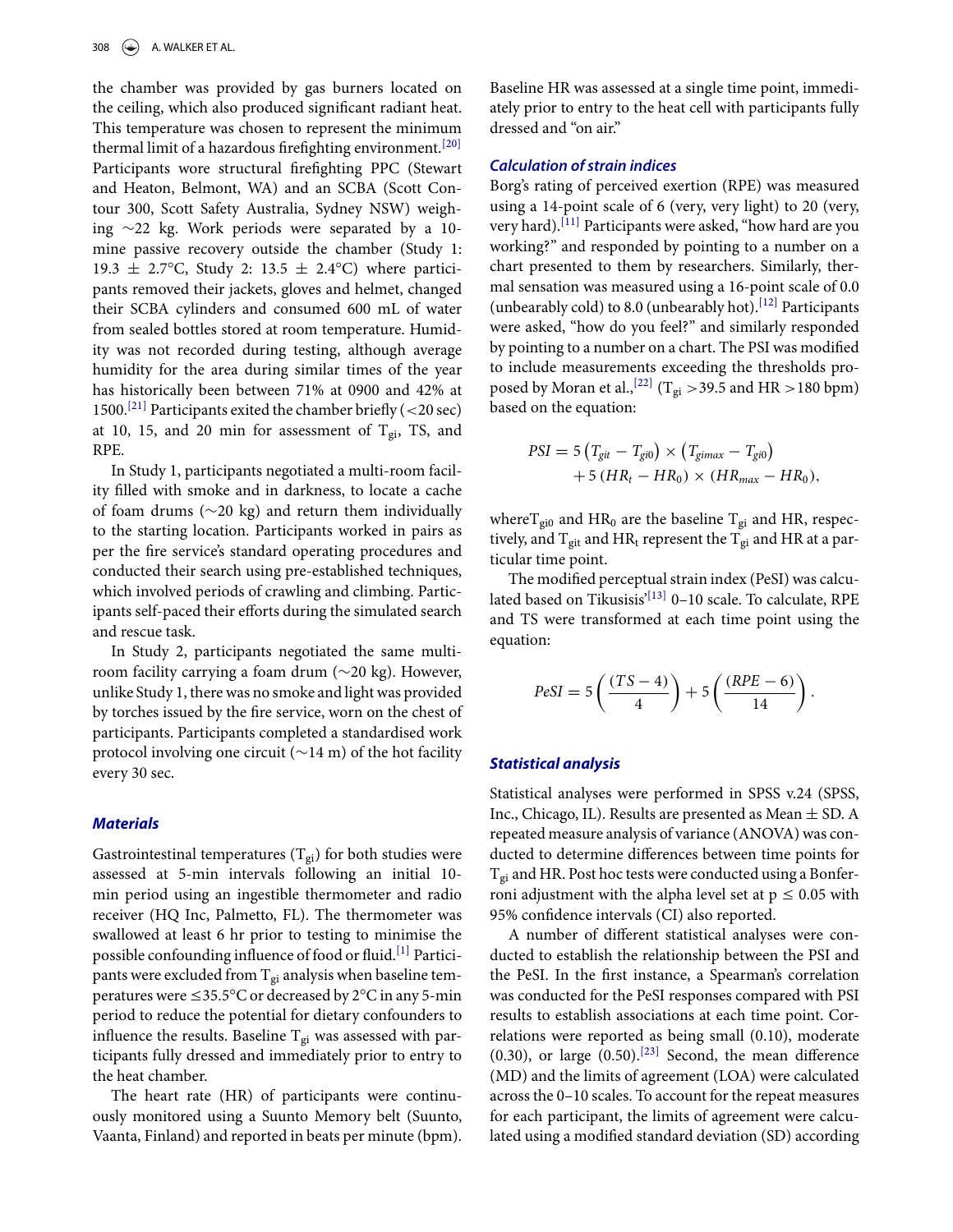the chamber was provided by gas burners located on the ceiling, which also produced significant radiant heat. This temperature was chosen to represent the minimum thermal limit of a hazardous firefighting environment.[20] Participants wore structural firefighting PPC (Stewart and Heaton, Belmont, WA) and an SCBA (Scott Contour 300, Scott Safety Australia, Sydney NSW) weighing ∼22 kg. Work periods were separated by a 10-mine passive recovery outside the chamber (Study 1: 19.3 ± 2.7°C, Study 2: 13.5 ± 2.4°C) where participants removed their jackets, gloves and helmet, changed their SCBA cylinders and consumed 600 mL of water from sealed bottles stored at room temperature. Humidity was not recorded during testing, although average humidity for the area during similar times of the year has historically been between 71% at 0900 and 42% at 1500.[21] Participants exited the chamber briefly (<20 sec) at 10, 15, and 20 min for assessment of $T_{gi}$, TS, and RPE.

In Study 1, participants negotiated a multi-room facility filled with smoke and in darkness, to locate a cache of foam drums (∼20 kg) and return them individually to the starting location. Participants worked in pairs as per the fire service's standard operating procedures and conducted their search using pre-established techniques, which involved periods of crawling and climbing. Participants self-paced their efforts during the simulated search and rescue task.

In Study 2, participants negotiated the same multi-room facility carrying a foam drum (∼20 kg). However, unlike Study 1, there was no smoke and light was provided by torches issued by the fire service, worn on the chest of participants. Participants completed a standardised work protocol involving one circuit (∼14 m) of the hot facility every 30 sec.

### Materials

Gastrointestinal temperatures ($T_{gi}$) for both studies were assessed at 5-min intervals following an initial 10-min period using an ingestible thermometer and radio receiver (HQ Inc, Palmetto, FL). The thermometer was swallowed at least 6 hr prior to testing to minimise the possible confounding influence of food or fluid.[1] Participants were excluded from $T_{gi}$ analysis when baseline temperatures were ≤35.5°C or decreased by 2°C in any 5-min period to reduce the potential for dietary confounders to influence the results. Baseline $T_{gi}$ was assessed with participants fully dressed and immediately prior to entry to the heat chamber.

The heart rate (HR) of participants were continuously monitored using a Suunto Memory belt (Suunto, Vaanta, Finland) and reported in beats per minute (bpm). Baseline HR was assessed at a single time point, immediately prior to entry to the heat cell with participants fully dressed and "on air."

### Calculation of strain indices

Borg's rating of perceived exertion (RPE) was measured using a 14-point scale of 6 (very, very light) to 20 (very, very hard).[11] Participants were asked, "how hard are you working?" and responded by pointing to a number on a chart presented to them by researchers. Similarly, thermal sensation was measured using a 16-point scale of 0.0 (unbearably cold) to 8.0 (unbearably hot).[12] Participants were asked, "how do you feel?" and similarly responded by pointing to a number on a chart. The PSI was modified to include measurements exceeding the thresholds proposed by Moran et al.,[22] ($T_{gi}$ >39.5 and HR >180 bpm) based on the equation:

$$PSI = 5\left(T_{git} - T_{gi0}\right) \times \left(T_{gimax} - T_{gi0}\right) + 5\left(HR_t - HR_0\right) \times \left(HR_{max} - HR_0\right),$$

where $T_{gi0}$ and $HR_0$ are the baseline $T_{gi}$ and HR, respectively, and $T_{git}$ and $HR_t$ represent the $T_{gi}$ and HR at a particular time point.

The modified perceptual strain index (PeSI) was calculated based on Tikusisis'[13] 0–10 scale. To calculate, RPE and TS were transformed at each time point using the equation:

$$PeSI = 5\left(\frac{(TS - 4)}{4}\right) + 5\left(\frac{(RPE - 6)}{14}\right).$$

### Statistical analysis

Statistical analyses were performed in SPSS v.24 (SPSS, Inc., Chicago, IL). Results are presented as Mean ± SD. A repeated measure analysis of variance (ANOVA) was conducted to determine differences between time points for $T_{gi}$ and HR. Post hoc tests were conducted using a Bonferroni adjustment with the alpha level set at $p \leq 0.05$ with 95% confidence intervals (CI) also reported.

A number of different statistical analyses were conducted to establish the relationship between the PSI and the PeSI. In the first instance, a Spearman's correlation was conducted for the PeSI responses compared with PSI results to establish associations at each time point. Correlations were reported as being small (0.10), moderate (0.30), or large (0.50).[23] Second, the mean difference (MD) and the limits of agreement (LOA) were calculated across the 0–10 scales. To account for the repeat measures for each participant, the limits of agreement were calculated using a modified standard deviation (SD) according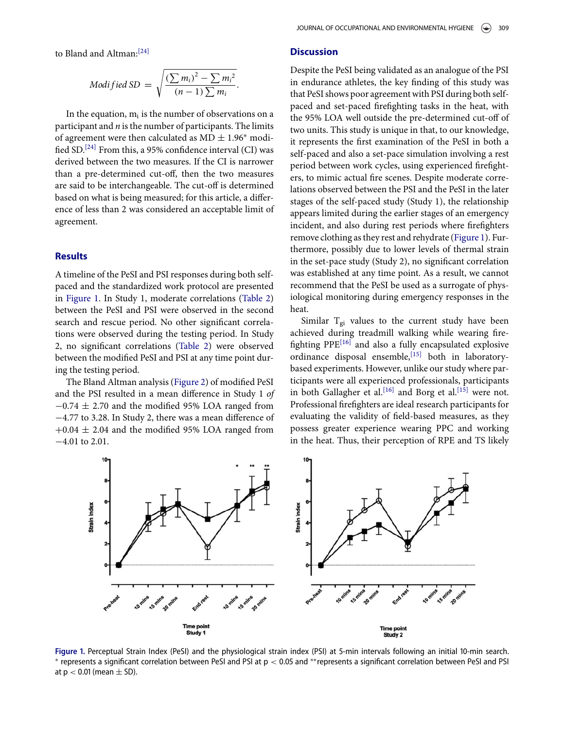to Bland and Altman:[24]

$$Modified\ SD = \sqrt{\frac{(\sum m_i)^2 - \sum m_i^2}{(n-1)\sum m_i}}.$$

In the equation, $m_i$ is the number of observations on a participant and $n$ is the number of participants. The limits of agreement were then calculated as MD ± 1.96* modified SD.[24] From this, a 95% confidence interval (CI) was derived between the two measures. If the CI is narrower than a pre-determined cut-off, then the two measures are said to be interchangeable. The cut-off is determined based on what is being measured; for this article, a difference of less than 2 was considered an acceptable limit of agreement.

## Results

A timeline of the PeSI and PSI responses during both self-paced and the standardized work protocol are presented in Figure 1. In Study 1, moderate correlations (Table 2) between the PeSI and PSI were observed in the second search and rescue period. No other significant correlations were observed during the testing period. In Study 2, no significant correlations (Table 2) were observed between the modified PeSI and PSI at any time point during the testing period.

The Bland Altman analysis (Figure 2) of modified PeSI and the PSI resulted in a mean difference in Study 1 *of* $-0.74 \pm 2.70$ and the modified 95% LOA ranged from $-4.77$ to $3.28$. In Study 2, there was a mean difference of $+0.04 \pm 2.04$ and the modified 95% LOA ranged from $-4.01$ to $2.01$.

## Discussion

Despite the PeSI being validated as an analogue of the PSI in endurance athletes, the key finding of this study was that PeSI shows poor agreement with PSI during both self-paced and set-paced firefighting tasks in the heat, with the 95% LOA well outside the pre-determined cut-off of two units. This study is unique in that, to our knowledge, it represents the first examination of the PeSI in both a self-paced and also a set-pace simulation involving a rest period between work cycles, using experienced firefighters, to mimic actual fire scenes. Despite moderate correlations observed between the PSI and the PeSI in the later stages of the self-paced study (Study 1), the relationship appears limited during the earlier stages of an emergency incident, and also during rest periods where firefighters remove clothing as they rest and rehydrate (Figure 1). Furthermore, possibly due to lower levels of thermal strain in the set-pace study (Study 2), no significant correlation was established at any time point. As a result, we cannot recommend that the PeSI be used as a surrogate of physiological monitoring during emergency responses in the heat.

Similar $T_{gi}$ values to the current study have been achieved during treadmill walking while wearing firefighting PPE[16] and also a fully encapsulated explosive ordinance disposal ensemble,[15] both in laboratory-based experiments. However, unlike our study where participants were all experienced professionals, participants in both Gallagher et al.[16] and Borg et al.[15] were not. Professional firefighters are ideal research participants for evaluating the validity of field-based measures, as they possess greater experience wearing PPC and working in the heat. Thus, their perception of RPE and TS likely

**Figure 1.** Perceptual Strain Index (PeSI) and the physiological strain index (PSI) at 5-min intervals following an initial 10-min search. * represents a significant correlation between PeSI and PSI at $p < 0.05$ and **represents a significant correlation between PeSI and PSI at $p < 0.01$ (mean ± SD).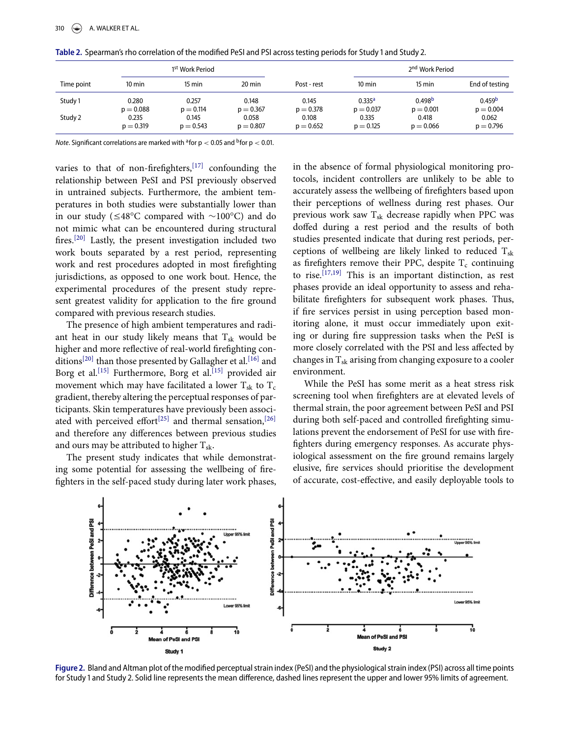**Table 2.** Spearman's rho correlation of the modified PeSI and PSI across testing periods for Study 1 and Study 2.

| Time point | 1st Work Period | | | Post - rest | 2nd Work Period | | |
|---|---|---|---|---|---|---|---|
| | 10 min | 15 min | 20 min | | 10 min | 15 min | End of testing |
| Study 1 | 0.280 $p = 0.088$ | 0.257 $p = 0.114$ | 0.148 $p = 0.367$ | 0.145 $p = 0.378$ | 0.335[a] $p = 0.037$ | 0.498[b] $p = 0.001$ | 0.459[b] $p = 0.004$ |
| Study 2 | 0.235 $p = 0.319$ | 0.145 $p = 0.543$ | 0.058 $p = 0.807$ | 0.108 $p = 0.652$ | 0.335 $p = 0.125$ | 0.418 $p = 0.066$ | 0.062 $p = 0.796$ |

*Note*. Significant correlations are marked with [a]for $p < 0.05$ and [b]for $p < 0.01$.

varies to that of non-firefighters,[17] confounding the relationship between PeSI and PSI previously observed in untrained subjects. Furthermore, the ambient temperatures in both studies were substantially lower than in our study (≤48°C compared with ∼100°C) and do not mimic what can be encountered during structural fires.[20] Lastly, the present investigation included two work bouts separated by a rest period, representing work and rest procedures adopted in most firefighting jurisdictions, as opposed to one work bout. Hence, the experimental procedures of the present study represent greatest validity for application to the fire ground compared with previous research studies.

The presence of high ambient temperatures and radiant heat in our study likely means that $T_{sk}$ would be higher and more reflective of real-world firefighting conditions[20] than those presented by Gallagher et al.[16] and Borg et al.[15] Furthermore, Borg et al.[15] provided air movement which may have facilitated a lower $T_{sk}$ to $T_c$ gradient, thereby altering the perceptual responses of participants. Skin temperatures have previously been associated with perceived effort[25] and thermal sensation,[26] and therefore any differences between previous studies and ours may be attributed to higher $T_{sk}$.

The present study indicates that while demonstrating some potential for assessing the wellbeing of firefighters in the self-paced study during later work phases, in the absence of formal physiological monitoring protocols, incident controllers are unlikely to be able to accurately assess the wellbeing of firefighters based upon their perceptions of wellness during rest phases. Our previous work saw $T_{sk}$ decrease rapidly when PPC was doffed during a rest period and the results of both studies presented indicate that during rest periods, perceptions of wellbeing are likely linked to reduced $T_{sk}$ as firefighters remove their PPC, despite $T_c$ continuing to rise.[17,19] This is an important distinction, as rest phases provide an ideal opportunity to assess and rehabilitate firefighters for subsequent work phases. Thus, if fire services persist in using perception based monitoring alone, it must occur immediately upon exiting or during fire suppression tasks when the PeSI is more closely correlated with the PSI and less affected by changes in $T_{sk}$ arising from changing exposure to a cooler environment.

While the PeSI has some merit as a heat stress risk screening tool when firefighters are at elevated levels of thermal strain, the poor agreement between PeSI and PSI during both self-paced and controlled firefighting simulations prevent the endorsement of PeSI for use with firefighters during emergency responses. As accurate physiological assessment on the fire ground remains largely elusive, fire services should prioritise the development of accurate, cost-effective, and easily deployable tools to

**Figure 2.** Bland and Altman plot of the modified perceptual strain index (PeSI) and the physiological strain index (PSI) across all time points for Study 1 and Study 2. Solid line represents the mean difference, dashed lines represent the upper and lower 95% limits of agreement.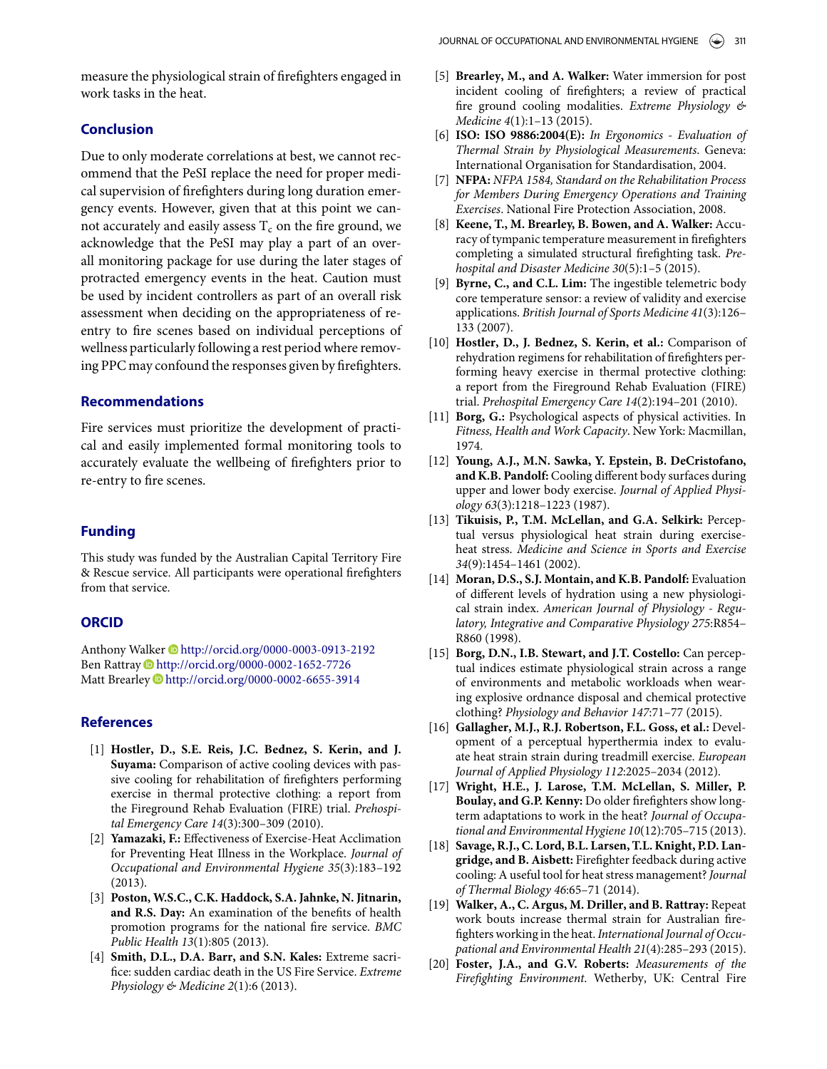measure the physiological strain of firefighters engaged in work tasks in the heat.

## Conclusion

Due to only moderate correlations at best, we cannot recommend that the PeSI replace the need for proper medical supervision of firefighters during long duration emergency events. However, given that at this point we cannot accurately and easily assess $T_c$ on the fire ground, we acknowledge that the PeSI may play a part of an overall monitoring package for use during the later stages of protracted emergency events in the heat. Caution must be used by incident controllers as part of an overall risk assessment when deciding on the appropriateness of re-entry to fire scenes based on individual perceptions of wellness particularly following a rest period where removing PPC may confound the responses given by firefighters.

## Recommendations

Fire services must prioritize the development of practical and easily implemented formal monitoring tools to accurately evaluate the wellbeing of firefighters prior to re-entry to fire scenes.

## Funding

This study was funded by the Australian Capital Territory Fire & Rescue service. All participants were operational firefighters from that service.

## ORCID

Anthony Walker http://orcid.org/0000-0003-0913-2192
Ben Rattray http://orcid.org/0000-0002-1652-7726
Matt Brearley http://orcid.org/0000-0002-6655-3914

## References

[1] **Hostler, D., S.E. Reis, J.C. Bednez, S. Kerin, and J. Suyama:** Comparison of active cooling devices with passive cooling for rehabilitation of firefighters performing exercise in thermal protective clothing: a report from the Fireground Rehab Evaluation (FIRE) trial. *Prehospital Emergency Care 14*(3):300–309 (2010).

[2] **Yamazaki, F.:** Effectiveness of Exercise-Heat Acclimation for Preventing Heat Illness in the Workplace. *Journal of Occupational and Environmental Hygiene 35*(3):183–192 (2013).

[3] **Poston, W.S.C., C.K. Haddock, S.A. Jahnke, N. Jitnarin, and R.S. Day:** An examination of the benefits of health promotion programs for the national fire service. *BMC Public Health 13*(1):805 (2013).

[4] **Smith, D.L., D.A. Barr, and S.N. Kales:** Extreme sacrifice: sudden cardiac death in the US Fire Service. *Extreme Physiology & Medicine 2*(1):6 (2013).

[5] **Brearley, M., and A. Walker:** Water immersion for post incident cooling of firefighters; a review of practical fire ground cooling modalities. *Extreme Physiology & Medicine 4*(1):1–13 (2015).

[6] **ISO: ISO 9886:2004(E):** *In Ergonomics - Evaluation of Thermal Strain by Physiological Measurements*. Geneva: International Organisation for Standardisation, 2004.

[7] **NFPA:** *NFPA 1584, Standard on the Rehabilitation Process for Members During Emergency Operations and Training Exercises*. National Fire Protection Association, 2008.

[8] **Keene, T., M. Brearley, B. Bowen, and A. Walker:** Accuracy of tympanic temperature measurement in firefighters completing a simulated structural firefighting task. *Prehospital and Disaster Medicine 30*(5):1–5 (2015).

[9] **Byrne, C., and C.L. Lim:** The ingestible telemetric body core temperature sensor: a review of validity and exercise applications. *British Journal of Sports Medicine 41*(3):126–133 (2007).

[10] **Hostler, D., J. Bednez, S. Kerin, et al.:** Comparison of rehydration regimens for rehabilitation of firefighters performing heavy exercise in thermal protective clothing: a report from the Fireground Rehab Evaluation (FIRE) trial. *Prehospital Emergency Care 14*(2):194–201 (2010).

[11] **Borg, G.:** Psychological aspects of physical activities. In *Fitness, Health and Work Capacity*. New York: Macmillan, 1974.

[12] **Young, A.J., M.N. Sawka, Y. Epstein, B. DeCristofano, and K.B. Pandolf:** Cooling different body surfaces during upper and lower body exercise. *Journal of Applied Physiology 63*(3):1218–1223 (1987).

[13] **Tikuisis, P., T.M. McLellan, and G.A. Selkirk:** Perceptual versus physiological heat strain during exercise-heat stress. *Medicine and Science in Sports and Exercise 34*(9):1454–1461 (2002).

[14] **Moran, D.S., S.J. Montain, and K.B. Pandolf:** Evaluation of different levels of hydration using a new physiological strain index. *American Journal of Physiology - Regulatory, Integrative and Comparative Physiology 275*:R854–R860 (1998).

[15] **Borg, D.N., I.B. Stewart, and J.T. Costello:** Can perceptual indices estimate physiological strain across a range of environments and metabolic workloads when wearing explosive ordnance disposal and chemical protective clothing? *Physiology and Behavior 147*:71–77 (2015).

[16] **Gallagher, M.J., R.J. Robertson, F.L. Goss, et al.:** Development of a perceptual hyperthermia index to evaluate heat strain strain during treadmill exercise. *European Journal of Applied Physiology 112*:2025–2034 (2012).

[17] **Wright, H.E., J. Larose, T.M. McLellan, S. Miller, P. Boulay, and G.P. Kenny:** Do older firefighters show long-term adaptations to work in the heat? *Journal of Occupational and Environmental Hygiene 10*(12):705–715 (2013).

[18] **Savage, R.J., C. Lord, B.L. Larsen, T.L. Knight, P.D. Langridge, and B. Aisbett:** Firefighter feedback during active cooling: A useful tool for heat stress management? *Journal of Thermal Biology 46*:65–71 (2014).

[19] **Walker, A., C. Argus, M. Driller, and B. Rattray:** Repeat work bouts increase thermal strain for Australian firefighters working in the heat. *International Journal of Occupational and Environmental Health 21*(4):285–293 (2015).

[20] **Foster, J.A., and G.V. Roberts:** *Measurements of the Firefighting Environment*. Wetherby, UK: Central Fire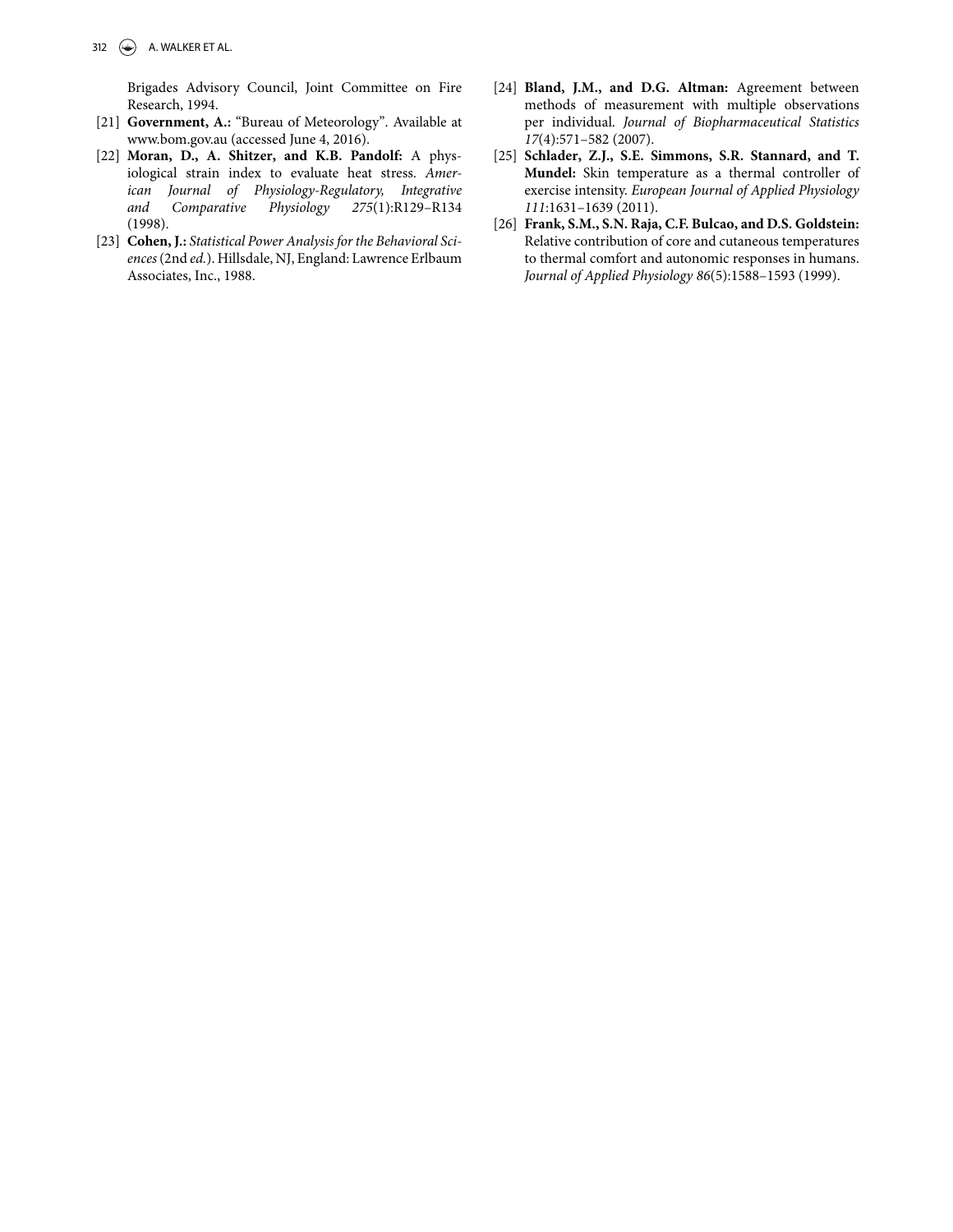Brigades Advisory Council, Joint Committee on Fire Research, 1994.

[21] **Government, A.:** "Bureau of Meteorology". Available at www.bom.gov.au (accessed June 4, 2016).

[22] **Moran, D., A. Shitzer, and K.B. Pandolf:** A physiological strain index to evaluate heat stress. *American Journal of Physiology-Regulatory, Integrative and Comparative Physiology 275*(1):R129–R134 (1998).

[23] **Cohen, J.:** *Statistical Power Analysis for the Behavioral Sciences* (2nd *ed.*). Hillsdale, NJ, England: Lawrence Erlbaum Associates, Inc., 1988.

[24] **Bland, J.M., and D.G. Altman:** Agreement between methods of measurement with multiple observations per individual. *Journal of Biopharmaceutical Statistics 17*(4):571–582 (2007).

[25] **Schlader, Z.J., S.E. Simmons, S.R. Stannard, and T. Mundel:** Skin temperature as a thermal controller of exercise intensity. *European Journal of Applied Physiology 111*:1631–1639 (2011).

[26] **Frank, S.M., S.N. Raja, C.F. Bulcao, and D.S. Goldstein:** Relative contribution of core and cutaneous temperatures to thermal comfort and autonomic responses in humans. *Journal of Applied Physiology 86*(5):1588–1593 (1999).